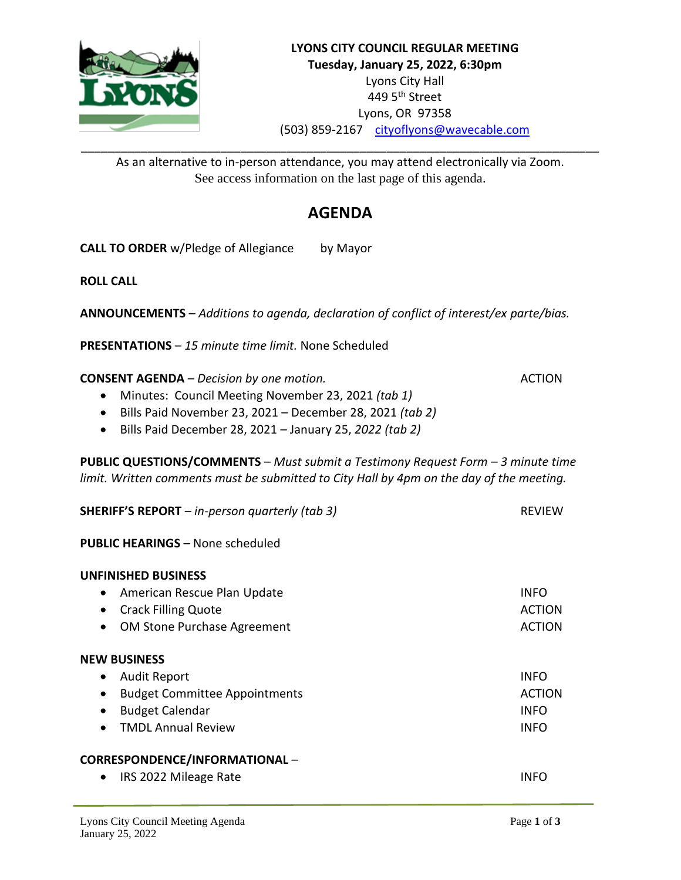**LYONS CITY COUNCIL REGULAR MEETING**
**Tuesday, January 25, 2022, 6:30pm**
Lyons City Hall
449 5th Street
Lyons, OR 97358
(503) 859-2167 cityoflyons@wavecable.com

---

As an alternative to in-person attendance, you may attend electronically via Zoom.
See access information on the last page of this agenda.

# AGENDA

**CALL TO ORDER** w/Pledge of Allegiance by Mayor

**ROLL CALL**

**ANNOUNCEMENTS** – *Additions to agenda, declaration of conflict of interest/ex parte/bias.*

**PRESENTATIONS** – *15 minute time limit.* None Scheduled

**CONSENT AGENDA** – *Decision by one motion.* ACTION

- Minutes: Council Meeting November 23, 2021 *(tab 1)*
- Bills Paid November 23, 2021 – December 28, 2021 *(tab 2)*
- Bills Paid December 28, 2021 – January 25, *2022 (tab 2)*

**PUBLIC QUESTIONS/COMMENTS** – *Must submit a Testimony Request Form – 3 minute time limit. Written comments must be submitted to City Hall by 4pm on the day of the meeting.*

**SHERIFF'S REPORT** – *in-person quarterly (tab 3)* REVIEW

**PUBLIC HEARINGS** – None scheduled

**UNFINISHED BUSINESS**

- American Rescue Plan Update INFO
- Crack Filling Quote ACTION
- OM Stone Purchase Agreement ACTION

**NEW BUSINESS**

- Audit Report INFO
- Budget Committee Appointments ACTION
- Budget Calendar INFO
- TMDL Annual Review INFO

**CORRESPONDENCE/INFORMATIONAL** –

- IRS 2022 Mileage Rate INFO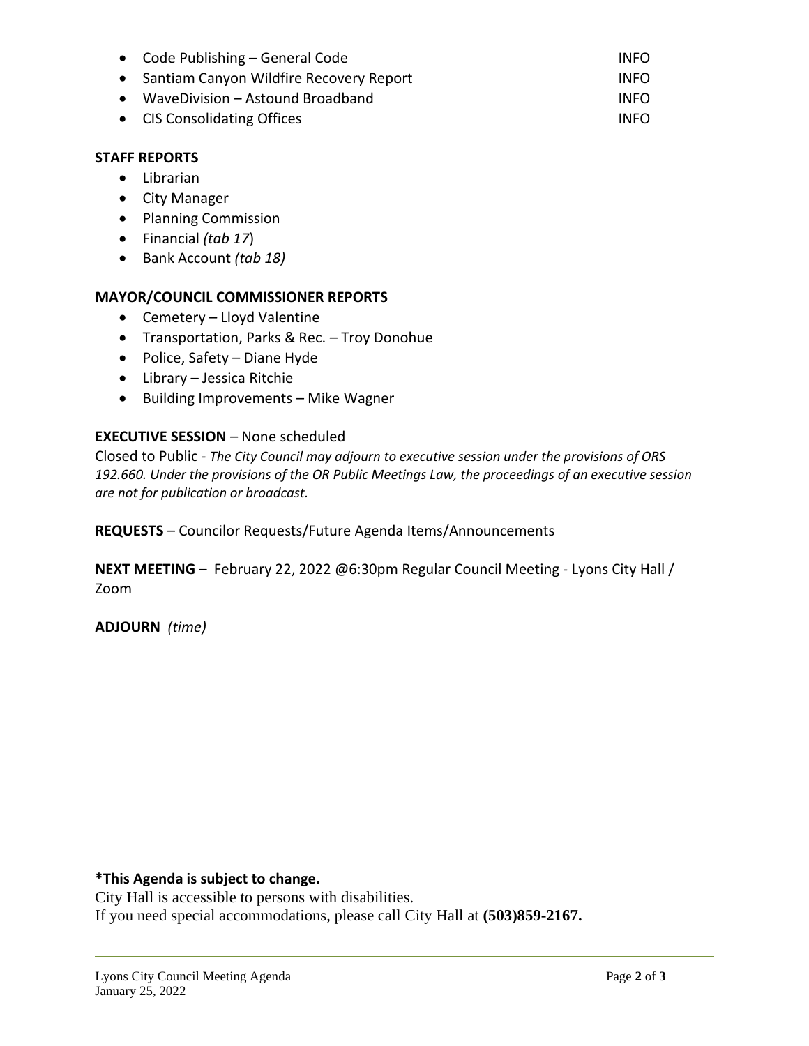- Code Publishing – General Code INFO
- Santiam Canyon Wildfire Recovery Report INFO
- WaveDivision – Astound Broadband INFO
- CIS Consolidating Offices INFO

**STAFF REPORTS**

- Librarian
- City Manager
- Planning Commission
- Financial *(tab 17*)
- Bank Account *(tab 18)*

**MAYOR/COUNCIL COMMISSIONER REPORTS**

- Cemetery – Lloyd Valentine
- Transportation, Parks & Rec. – Troy Donohue
- Police, Safety – Diane Hyde
- Library – Jessica Ritchie
- Building Improvements – Mike Wagner

**EXECUTIVE SESSION** – None scheduled

Closed to Public - *The City Council may adjourn to executive session under the provisions of ORS 192.660. Under the provisions of the OR Public Meetings Law, the proceedings of an executive session are not for publication or broadcast.*

**REQUESTS** – Councilor Requests/Future Agenda Items/Announcements

**NEXT MEETING** – February 22, 2022 @6:30pm Regular Council Meeting - Lyons City Hall / Zoom

**ADJOURN** *(time)*

**\*This Agenda is subject to change.**

City Hall is accessible to persons with disabilities.

If you need special accommodations, please call City Hall at **(503)859-2167.**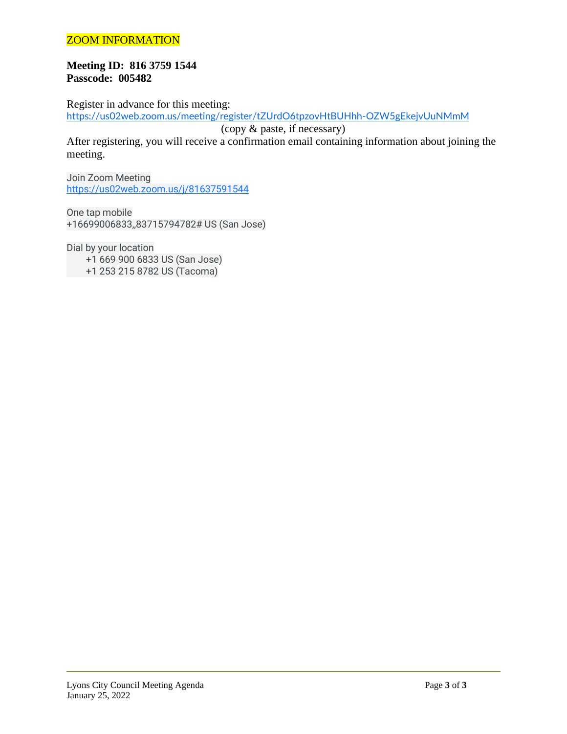ZOOM INFORMATION

**Meeting ID: 816 3759 1544**
**Passcode: 005482**

Register in advance for this meeting:
https://us02web.zoom.us/meeting/register/tZUrdO6tpzovHtBUHhh-OZW5gEkejvUuNMmM
(copy & paste, if necessary)
After registering, you will receive a confirmation email containing information about joining the meeting.

Join Zoom Meeting
https://us02web.zoom.us/j/81637591544

One tap mobile
+16699006833,,83715794782# US (San Jose)

Dial by your location
+1 669 900 6833 US (San Jose)
+1 253 215 8782 US (Tacoma)